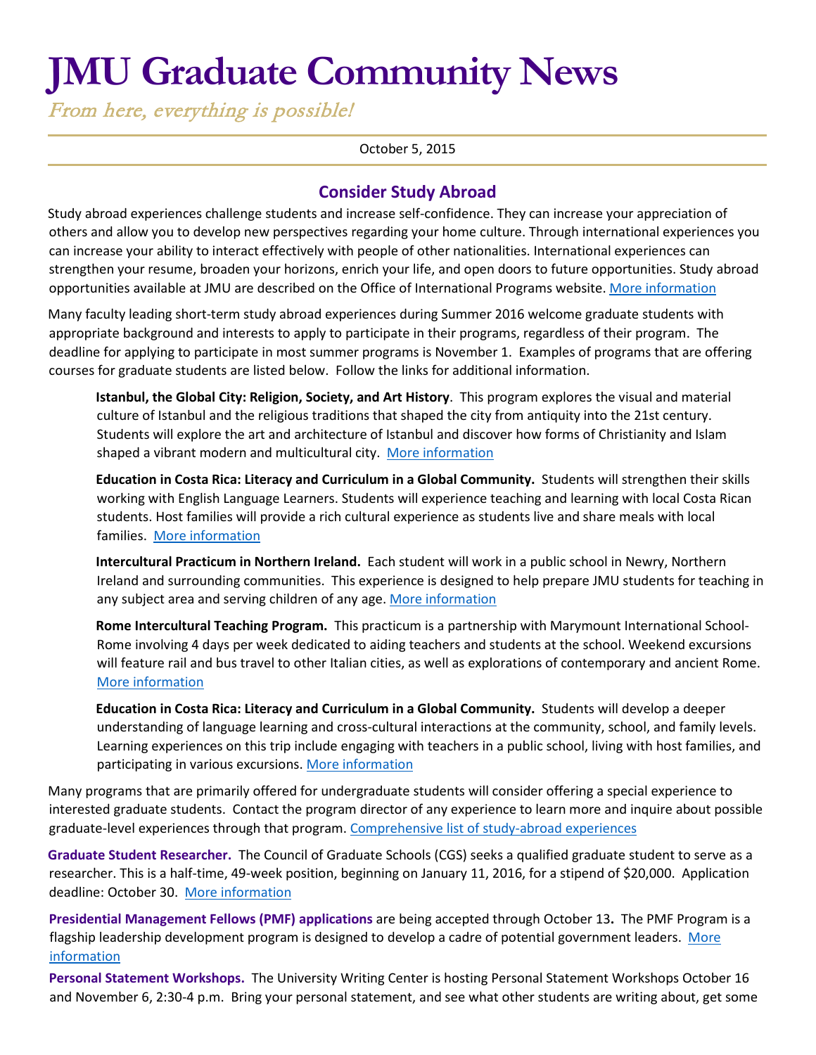# JMU Graduate Community News

*From here, everything is possible!*

October 5, 2015

## Consider Study Abroad

Study abroad experiences challenge students and increase self-confidence. They can increase your appreciation of others and allow you to develop new perspectives regarding your home culture. Through international experiences you can increase your ability to interact effectively with people of other nationalities. International experiences can strengthen your resume, broaden your horizons, enrich your life, and open doors to future opportunities. Study abroad opportunities available at JMU are described on the Office of International Programs website. More information

Many faculty leading short-term study abroad experiences during Summer 2016 welcome graduate students with appropriate background and interests to apply to participate in their programs, regardless of their program. The deadline for applying to participate in most summer programs is November 1. Examples of programs that are offering courses for graduate students are listed below. Follow the links for additional information.

**Istanbul, the Global City: Religion, Society, and Art History**. This program explores the visual and material culture of Istanbul and the religious traditions that shaped the city from antiquity into the 21st century. Students will explore the art and architecture of Istanbul and discover how forms of Christianity and Islam shaped a vibrant modern and multicultural city. More information

**Education in Costa Rica: Literacy and Curriculum in a Global Community.** Students will strengthen their skills working with English Language Learners. Students will experience teaching and learning with local Costa Rican students. Host families will provide a rich cultural experience as students live and share meals with local families. More information

**Intercultural Practicum in Northern Ireland.** Each student will work in a public school in Newry, Northern Ireland and surrounding communities. This experience is designed to help prepare JMU students for teaching in any subject area and serving children of any age. More information

**Rome Intercultural Teaching Program.** This practicum is a partnership with Marymount International School-Rome involving 4 days per week dedicated to aiding teachers and students at the school. Weekend excursions will feature rail and bus travel to other Italian cities, as well as explorations of contemporary and ancient Rome. More information

**Education in Costa Rica: Literacy and Curriculum in a Global Community.** Students will develop a deeper understanding of language learning and cross-cultural interactions at the community, school, and family levels. Learning experiences on this trip include engaging with teachers in a public school, living with host families, and participating in various excursions. More information

Many programs that are primarily offered for undergraduate students will consider offering a special experience to interested graduate students. Contact the program director of any experience to learn more and inquire about possible graduate-level experiences through that program. Comprehensive list of study-abroad experiences

**Graduate Student Researcher.** The Council of Graduate Schools (CGS) seeks a qualified graduate student to serve as a researcher. This is a half-time, 49-week position, beginning on January 11, 2016, for a stipend of $20,000. Application deadline: October 30. More information

**Presidential Management Fellows (PMF) applications** are being accepted through October 13**.** The PMF Program is a flagship leadership development program is designed to develop a cadre of potential government leaders. More information

**Personal Statement Workshops.** The University Writing Center is hosting Personal Statement Workshops October 16 and November 6, 2:30-4 p.m. Bring your personal statement, and see what other students are writing about, get some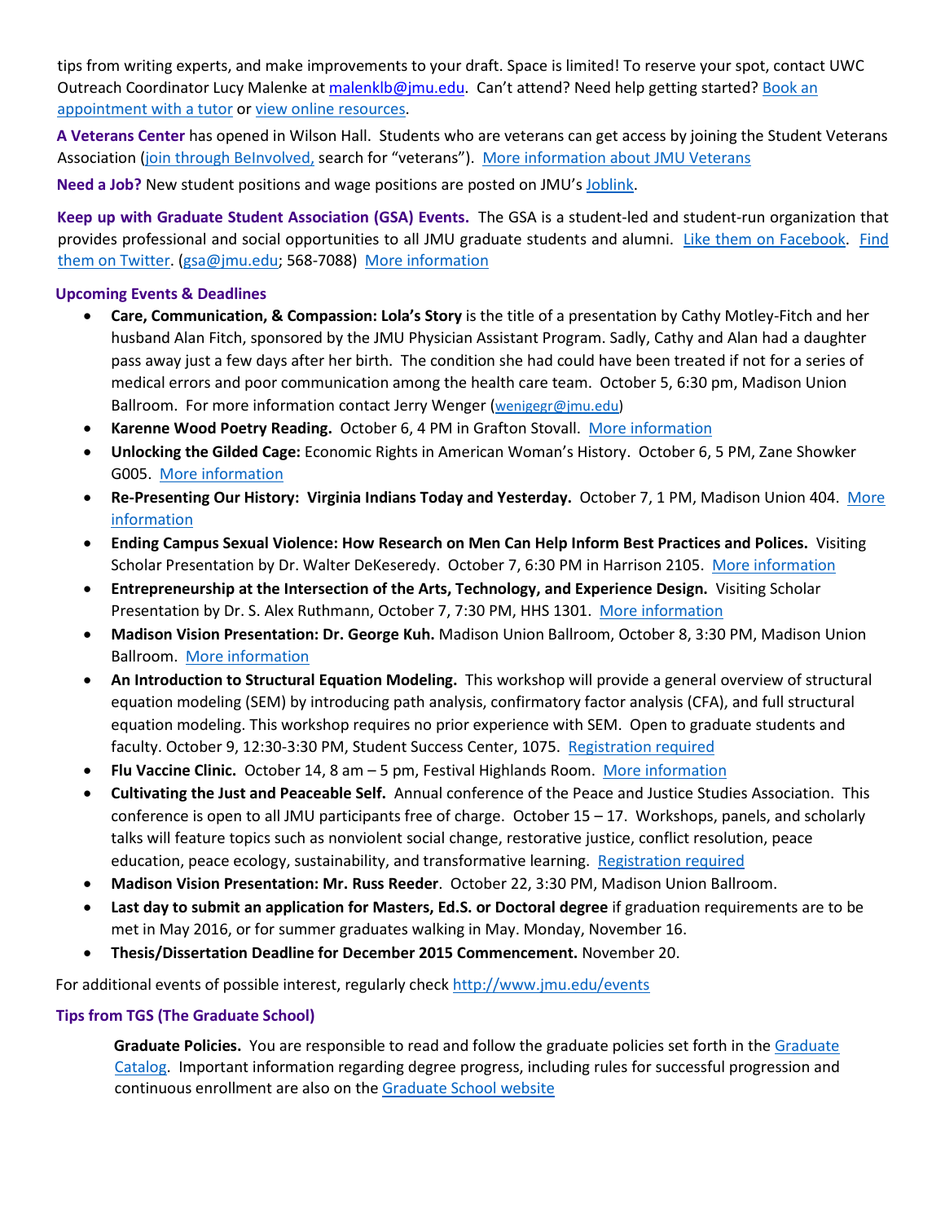tips from writing experts, and make improvements to your draft. Space is limited! To reserve your spot, contact UWC Outreach Coordinator Lucy Malenke at malenklb@jmu.edu. Can't attend? Need help getting started? Book an appointment with a tutor or view online resources.

**A Veterans Center** has opened in Wilson Hall. Students who are veterans can get access by joining the Student Veterans Association (join through BeInvolved, search for "veterans"). More information about JMU Veterans

**Need a Job?** New student positions and wage positions are posted on JMU's Joblink.

**Keep up with Graduate Student Association (GSA) Events.** The GSA is a student-led and student-run organization that provides professional and social opportunities to all JMU graduate students and alumni. Like them on Facebook. Find them on Twitter. (gsa@jmu.edu; 568-7088) More information

**Upcoming Events & Deadlines**

- **Care, Communication, & Compassion: Lola's Story** is the title of a presentation by Cathy Motley-Fitch and her husband Alan Fitch, sponsored by the JMU Physician Assistant Program. Sadly, Cathy and Alan had a daughter pass away just a few days after her birth. The condition she had could have been treated if not for a series of medical errors and poor communication among the health care team. October 5, 6:30 pm, Madison Union Ballroom. For more information contact Jerry Wenger (wenigegr@jmu.edu)
- **Karenne Wood Poetry Reading.** October 6, 4 PM in Grafton Stovall. More information
- **Unlocking the Gilded Cage:** Economic Rights in American Woman's History. October 6, 5 PM, Zane Showker G005. More information
- **Re-Presenting Our History: Virginia Indians Today and Yesterday.** October 7, 1 PM, Madison Union 404. More information
- **Ending Campus Sexual Violence: How Research on Men Can Help Inform Best Practices and Polices.** Visiting Scholar Presentation by Dr. Walter DeKeseredy. October 7, 6:30 PM in Harrison 2105. More information
- **Entrepreneurship at the Intersection of the Arts, Technology, and Experience Design.** Visiting Scholar Presentation by Dr. S. Alex Ruthmann, October 7, 7:30 PM, HHS 1301. More information
- **Madison Vision Presentation: Dr. George Kuh.** Madison Union Ballroom, October 8, 3:30 PM, Madison Union Ballroom. More information
- **An Introduction to Structural Equation Modeling.** This workshop will provide a general overview of structural equation modeling (SEM) by introducing path analysis, confirmatory factor analysis (CFA), and full structural equation modeling. This workshop requires no prior experience with SEM. Open to graduate students and faculty. October 9, 12:30-3:30 PM, Student Success Center, 1075. Registration required
- **Flu Vaccine Clinic.** October 14, 8 am – 5 pm, Festival Highlands Room. More information
- **Cultivating the Just and Peaceable Self.** Annual conference of the Peace and Justice Studies Association. This conference is open to all JMU participants free of charge. October 15 – 17. Workshops, panels, and scholarly talks will feature topics such as nonviolent social change, restorative justice, conflict resolution, peace education, peace ecology, sustainability, and transformative learning. Registration required
- **Madison Vision Presentation: Mr. Russ Reeder**. October 22, 3:30 PM, Madison Union Ballroom.
- **Last day to submit an application for Masters, Ed.S. or Doctoral degree** if graduation requirements are to be met in May 2016, or for summer graduates walking in May. Monday, November 16.
- **Thesis/Dissertation Deadline for December 2015 Commencement.** November 20.

For additional events of possible interest, regularly check http://www.jmu.edu/events

**Tips from TGS (The Graduate School)**

**Graduate Policies.** You are responsible to read and follow the graduate policies set forth in the Graduate Catalog. Important information regarding degree progress, including rules for successful progression and continuous enrollment are also on the Graduate School website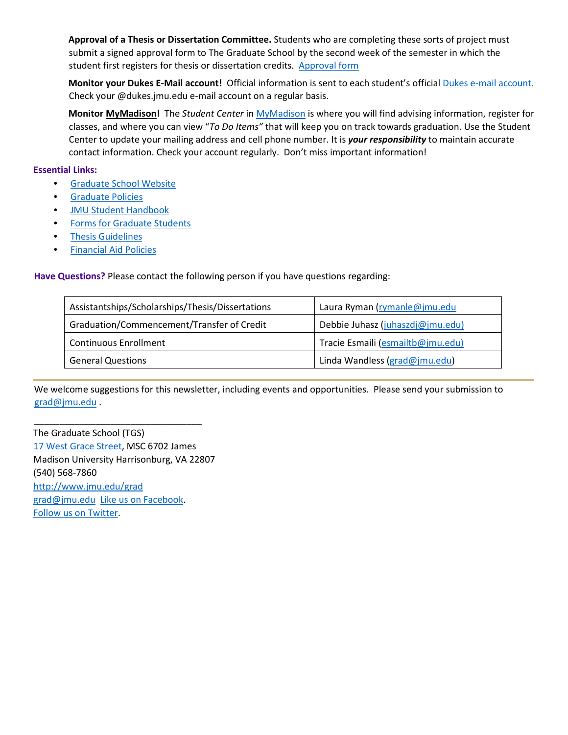**Approval of a Thesis or Dissertation Committee.** Students who are completing these sorts of project must submit a signed approval form to The Graduate School by the second week of the semester in which the student first registers for thesis or dissertation credits. Approval form

**Monitor your Dukes E-Mail account!** Official information is sent to each student's official Dukes e-mail account. Check your @dukes.jmu.edu e-mail account on a regular basis.

**Monitor MyMadison!** The *Student Center* in MyMadison is where you will find advising information, register for classes, and where you can view "*To Do Items"* that will keep you on track towards graduation. Use the Student Center to update your mailing address and cell phone number. It is ***your responsibility*** to maintain accurate contact information. Check your account regularly. Don't miss important information!

**Essential Links:**

- Graduate School Website
- Graduate Policies
- JMU Student Handbook
- Forms for Graduate Students
- Thesis Guidelines
- Financial Aid Policies

**Have Questions?** Please contact the following person if you have questions regarding:

| | |
|---|---|
| Assistantships/Scholarships/Thesis/Dissertations | Laura Ryman (rymanle@jmu.edu |
| Graduation/Commencement/Transfer of Credit | Debbie Juhasz (juhaszdj@jmu.edu) |
| Continuous Enrollment | Tracie Esmaili (esmailtb@jmu.edu) |
| General Questions | Linda Wandless (grad@jmu.edu) |

---

We welcome suggestions for this newsletter, including events and opportunities. Please send your submission to grad@jmu.edu .

___________________________________

The Graduate School (TGS)
17 West Grace Street, MSC 6702 James
Madison University Harrisonburg, VA 22807
(540) 568-7860
http://www.jmu.edu/grad
grad@jmu.edu Like us on Facebook.
Follow us on Twitter.